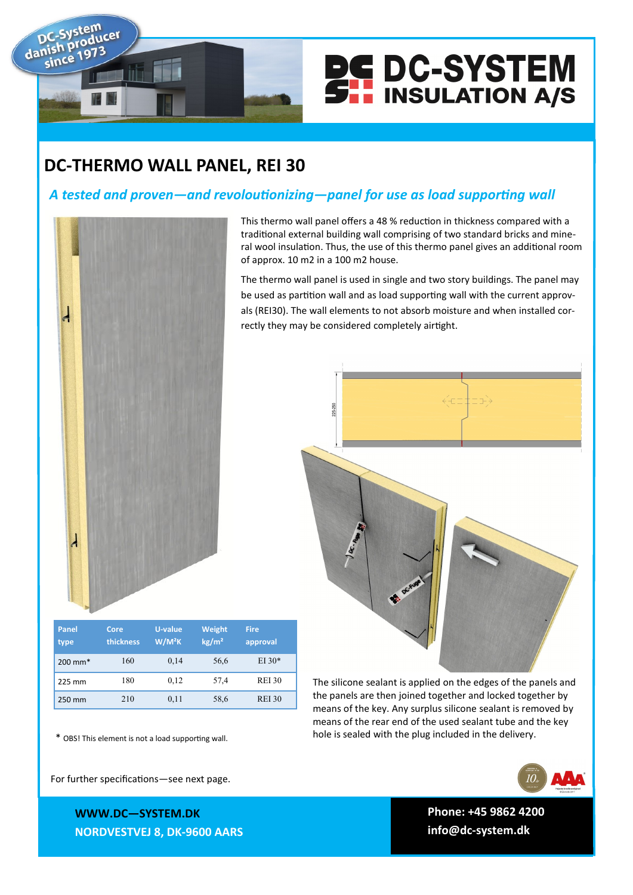DC-System danish producer since 1973

# DC-SYSTEM INSULATION A/S

## DC-THERMO WALL PANEL, REI 30

*A tested and proven—and revoloutionizing—panel for use as load supporting wall*

This thermo wall panel offers a 48 % reduction in thickness compared with a traditional external building wall comprising of two standard bricks and mineral wool insulation. Thus, the use of this thermo panel gives an additional room of approx. 10 m2 in a 100 m2 house.

The thermo wall panel is used in single and two story buildings. The panel may be used as partition wall and as load supporting wall with the current approvals (REI30). The wall elements to not absorb moisture and when installed correctly they may be considered completely airtight.

| Panel type | Core thickness | U-value W/M²K | Weight kg/m² | Fire approval |
|---|---|---|---|---|
| 200 mm* | 160 | 0,14 | 56,6 | EI 30* |
| 225 mm | 180 | 0,12 | 57,4 | REI 30 |
| 250 mm | 210 | 0,11 | 58,6 | REI 30 |

* OBS! This element is not a load supporting wall.

The silicone sealant is applied on the edges of the panels and the panels are then joined together and locked together by means of the key. Any surplus silicone sealant is removed by means of the rear end of the used sealant tube and the key hole is sealed with the plug included in the delivery.

For further specifications—see next page.

**WWW.DC—SYSTEM.DK**
**NORDVESTVEJ 8, DK-9600 AARS**

**Phone: +45 9862 4200**
**info@dc-system.dk**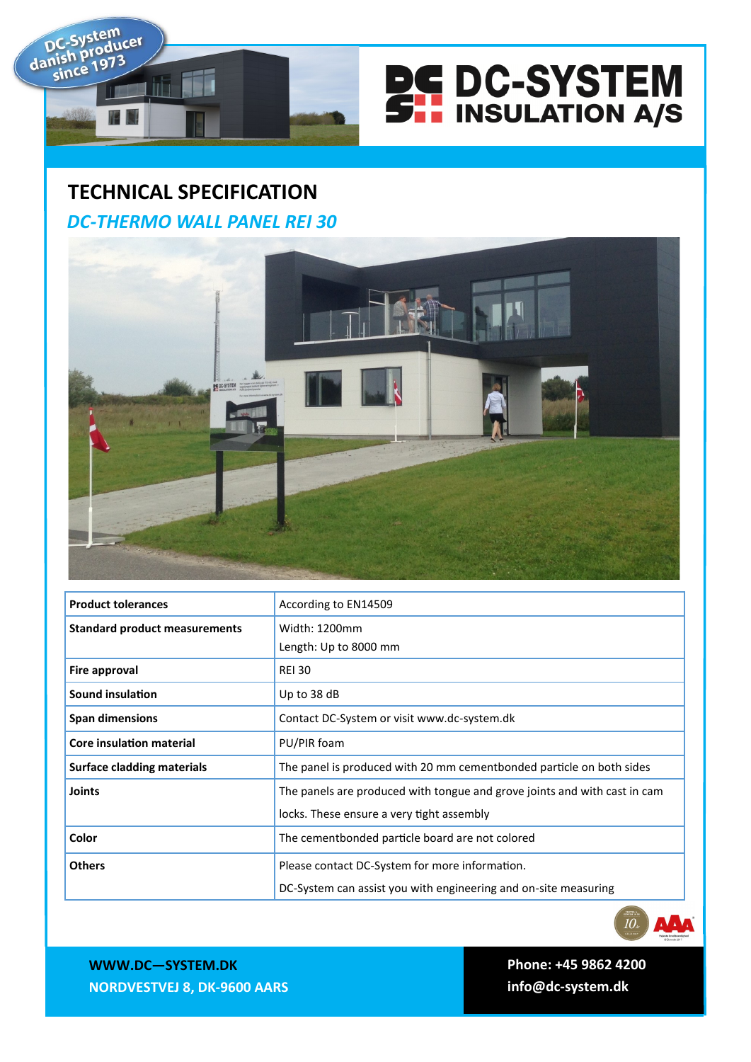DC-System danish producer since 1973

DC-SYSTEM INSULATION A/S

# TECHNICAL SPECIFICATION

## *DC-THERMO WALL PANEL REI 30*

| | |
|---|---|
| **Product tolerances** | According to EN14509 |
| **Standard product measurements** | Width: 1200mm<br>Length: Up to 8000 mm |
| **Fire approval** | REI 30 |
| **Sound insulation** | Up to 38 dB |
| **Span dimensions** | Contact DC-System or visit www.dc-system.dk |
| **Core insulation material** | PU/PIR foam |
| **Surface cladding materials** | The panel is produced with 20 mm cementbonded particle on both sides |
| **Joints** | The panels are produced with tongue and grove joints and with cast in cam locks. These ensure a very tight assembly |
| **Color** | The cementbonded particle board are not colored |
| **Others** | Please contact DC-System for more information.<br>DC-System can assist you with engineering and on-site measuring |

**WWW.DC—SYSTEM.DK**
**NORDVESTVEJ 8, DK-9600 AARS**

**Phone: +45 9862 4200**
**info@dc-system.dk**